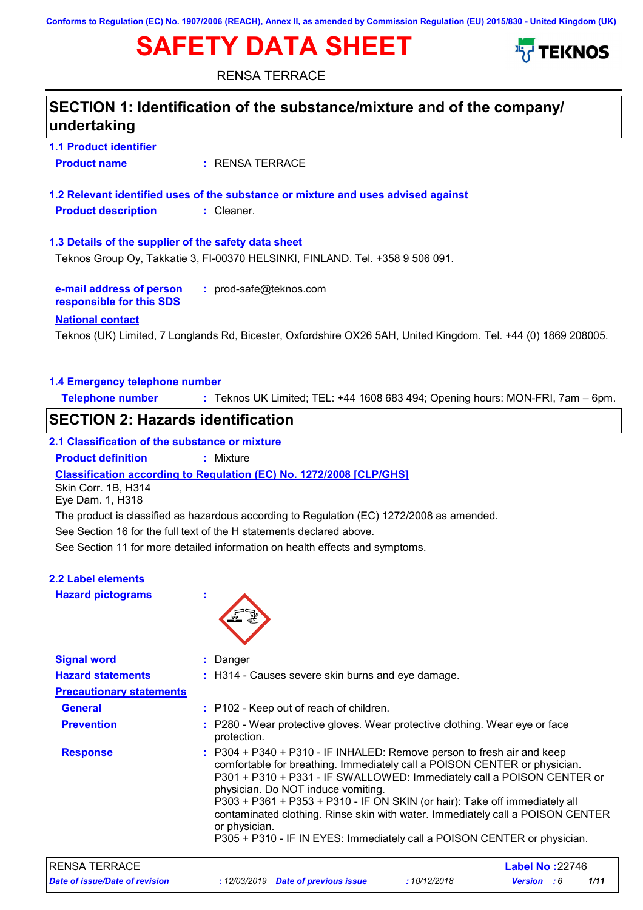Conforms to Regulation (EC) No. 1907/2006 (REACH), Annex II, as amended by Commission Regulation (EU) 2015/830 - United Kingdom (UK)

# SAFETY DATA SHEET

RENSA TERRACE

## SECTION 1: Identification of the substance/mixture and of the company/ undertaking

### 1.1 Product identifier

**Product name** : RENSA TERRACE

### 1.2 Relevant identified uses of the substance or mixture and uses advised against

**Product description** : Cleaner.

### 1.3 Details of the supplier of the safety data sheet

Teknos Group Oy, Takkatie 3, FI-00370 HELSINKI, FINLAND. Tel. +358 9 506 091.

**e-mail address of person responsible for this SDS** : prod-safe@teknos.com

**National contact**

Teknos (UK) Limited, 7 Longlands Rd, Bicester, Oxfordshire OX26 5AH, United Kingdom. Tel. +44 (0) 1869 208005.

### 1.4 Emergency telephone number

**Telephone number** : Teknos UK Limited; TEL: +44 1608 683 494; Opening hours: MON-FRI, 7am – 6pm.

## SECTION 2: Hazards identification

### 2.1 Classification of the substance or mixture

**Product definition** : Mixture

**Classification according to Regulation (EC) No. 1272/2008 [CLP/GHS]**

Skin Corr. 1B, H314
Eye Dam. 1, H318

The product is classified as hazardous according to Regulation (EC) 1272/2008 as amended.

See Section 16 for the full text of the H statements declared above.

See Section 11 for more detailed information on health effects and symptoms.

### 2.2 Label elements

**Hazard pictograms** :

**Signal word** : Danger

**Hazard statements** : H314 - Causes severe skin burns and eye damage.

**Precautionary statements**

**General** : P102 - Keep out of reach of children.

**Prevention** : P280 - Wear protective gloves. Wear protective clothing. Wear eye or face protection.

**Response** : P304 + P340 + P310 - IF INHALED: Remove person to fresh air and keep comfortable for breathing. Immediately call a POISON CENTER or physician.
P301 + P310 + P331 - IF SWALLOWED: Immediately call a POISON CENTER or physician. Do NOT induce vomiting.
P303 + P361 + P353 + P310 - IF ON SKIN (or hair): Take off immediately all contaminated clothing. Rinse skin with water. Immediately call a POISON CENTER or physician.
P305 + P310 - IF IN EYES: Immediately call a POISON CENTER or physician.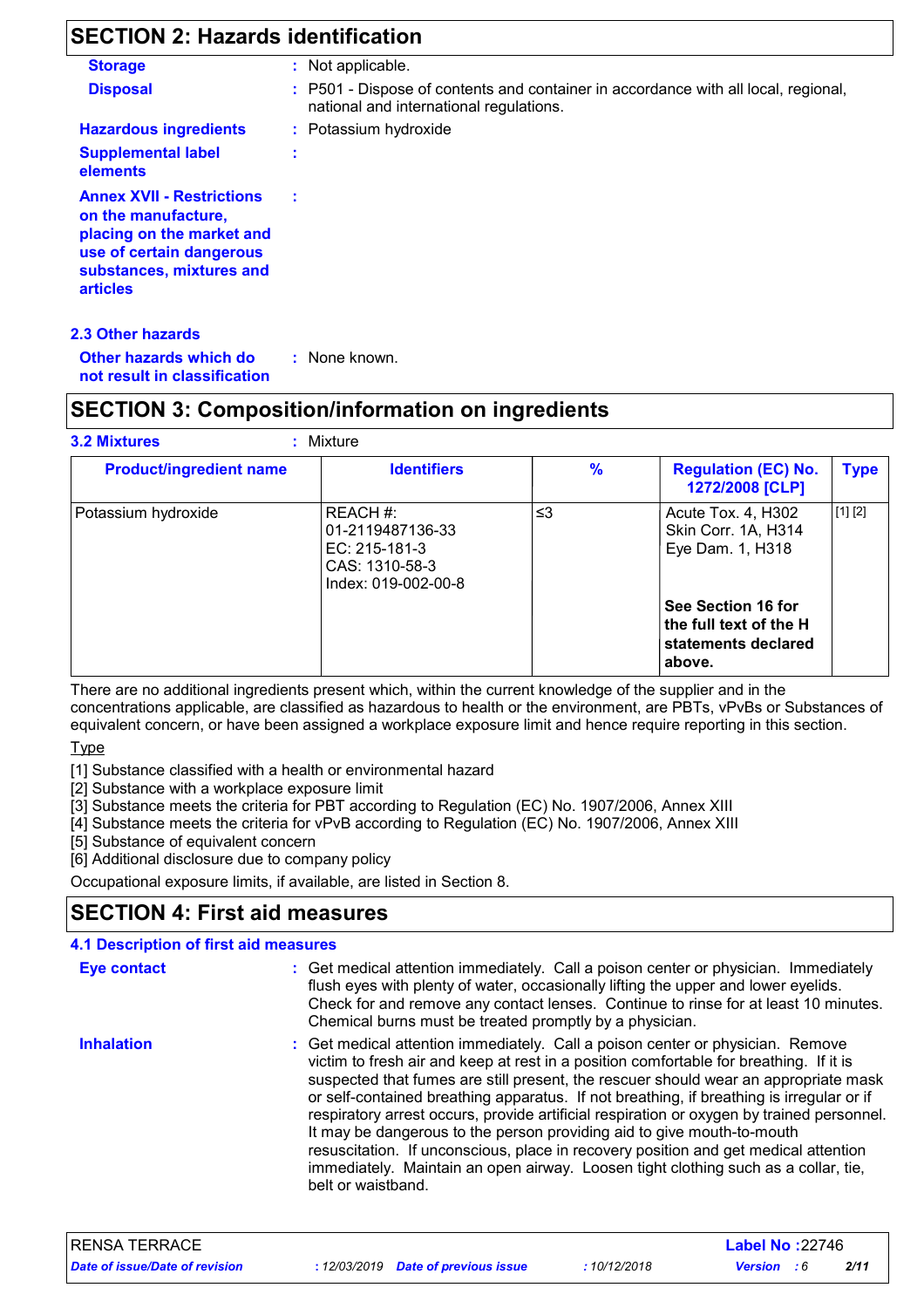## SECTION 2: Hazards identification

**Storage** : Not applicable.

**Disposal** : P501 - Dispose of contents and container in accordance with all local, regional, national and international regulations.

**Hazardous ingredients** : Potassium hydroxide

**Supplemental label elements** :

**Annex XVII - Restrictions on the manufacture, placing on the market and use of certain dangerous substances, mixtures and articles** :

### 2.3 Other hazards

**Other hazards which do not result in classification** : None known.

## SECTION 3: Composition/information on ingredients

**3.2 Mixtures** : Mixture

| Product/ingredient name | Identifiers | % | Regulation (EC) No. 1272/2008 [CLP] | Type |
| --- | --- | --- | --- | --- |
| Potassium hydroxide | REACH #: 01-2119487136-33<br>EC: 215-181-3<br>CAS: 1310-58-3<br>Index: 019-002-00-8 | ≤3 | Acute Tox. 4, H302<br>Skin Corr. 1A, H314<br>Eye Dam. 1, H318 | [1] [2] |
| | | | **See Section 16 for the full text of the H statements declared above.** | |

There are no additional ingredients present which, within the current knowledge of the supplier and in the concentrations applicable, are classified as hazardous to health or the environment, are PBTs, vPvBs or Substances of equivalent concern, or have been assigned a workplace exposure limit and hence require reporting in this section.

Type

[1] Substance classified with a health or environmental hazard
[2] Substance with a workplace exposure limit
[3] Substance meets the criteria for PBT according to Regulation (EC) No. 1907/2006, Annex XIII
[4] Substance meets the criteria for vPvB according to Regulation (EC) No. 1907/2006, Annex XIII
[5] Substance of equivalent concern
[6] Additional disclosure due to company policy

Occupational exposure limits, if available, are listed in Section 8.

## SECTION 4: First aid measures

### 4.1 Description of first aid measures

**Eye contact** : Get medical attention immediately. Call a poison center or physician. Immediately flush eyes with plenty of water, occasionally lifting the upper and lower eyelids. Check for and remove any contact lenses. Continue to rinse for at least 10 minutes. Chemical burns must be treated promptly by a physician.

**Inhalation** : Get medical attention immediately. Call a poison center or physician. Remove victim to fresh air and keep at rest in a position comfortable for breathing. If it is suspected that fumes are still present, the rescuer should wear an appropriate mask or self-contained breathing apparatus. If not breathing, if breathing is irregular or if respiratory arrest occurs, provide artificial respiration or oxygen by trained personnel. It may be dangerous to the person providing aid to give mouth-to-mouth resuscitation. If unconscious, place in recovery position and get medical attention immediately. Maintain an open airway. Loosen tight clothing such as a collar, tie, belt or waistband.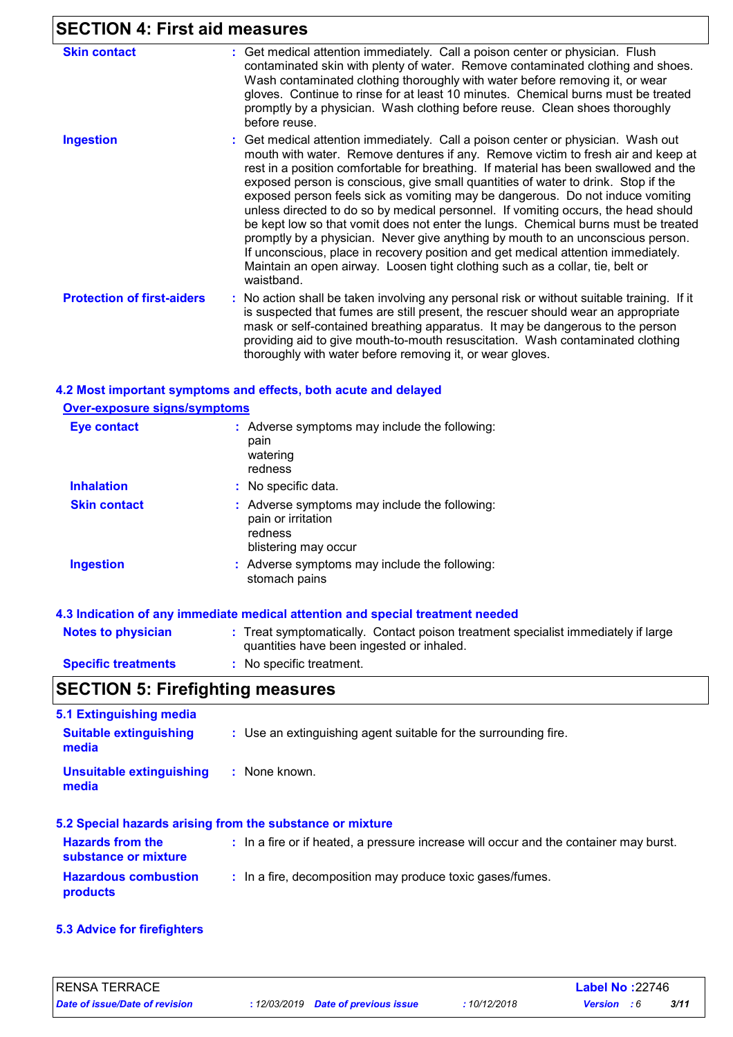## SECTION 4: First aid measures

**Skin contact** : Get medical attention immediately. Call a poison center or physician. Flush contaminated skin with plenty of water. Remove contaminated clothing and shoes. Wash contaminated clothing thoroughly with water before removing it, or wear gloves. Continue to rinse for at least 10 minutes. Chemical burns must be treated promptly by a physician. Wash clothing before reuse. Clean shoes thoroughly before reuse.

**Ingestion** : Get medical attention immediately. Call a poison center or physician. Wash out mouth with water. Remove dentures if any. Remove victim to fresh air and keep at rest in a position comfortable for breathing. If material has been swallowed and the exposed person is conscious, give small quantities of water to drink. Stop if the exposed person feels sick as vomiting may be dangerous. Do not induce vomiting unless directed to do so by medical personnel. If vomiting occurs, the head should be kept low so that vomit does not enter the lungs. Chemical burns must be treated promptly by a physician. Never give anything by mouth to an unconscious person. If unconscious, place in recovery position and get medical attention immediately. Maintain an open airway. Loosen tight clothing such as a collar, tie, belt or waistband.

**Protection of first-aiders** : No action shall be taken involving any personal risk or without suitable training. If it is suspected that fumes are still present, the rescuer should wear an appropriate mask or self-contained breathing apparatus. It may be dangerous to the person providing aid to give mouth-to-mouth resuscitation. Wash contaminated clothing thoroughly with water before removing it, or wear gloves.

### 4.2 Most important symptoms and effects, both acute and delayed

**Over-exposure signs/symptoms**

**Eye contact** : Adverse symptoms may include the following:
pain
watering
redness

**Inhalation** : No specific data.

**Skin contact** : Adverse symptoms may include the following:
pain or irritation
redness
blistering may occur

**Ingestion** : Adverse symptoms may include the following:
stomach pains

### 4.3 Indication of any immediate medical attention and special treatment needed

**Notes to physician** : Treat symptomatically. Contact poison treatment specialist immediately if large quantities have been ingested or inhaled.

**Specific treatments** : No specific treatment.

## SECTION 5: Firefighting measures

### 5.1 Extinguishing media

**Suitable extinguishing media** : Use an extinguishing agent suitable for the surrounding fire.

**Unsuitable extinguishing media** : None known.

### 5.2 Special hazards arising from the substance or mixture

**Hazards from the substance or mixture** : In a fire or if heated, a pressure increase will occur and the container may burst.

**Hazardous combustion products** : In a fire, decomposition may produce toxic gases/fumes.

### 5.3 Advice for firefighters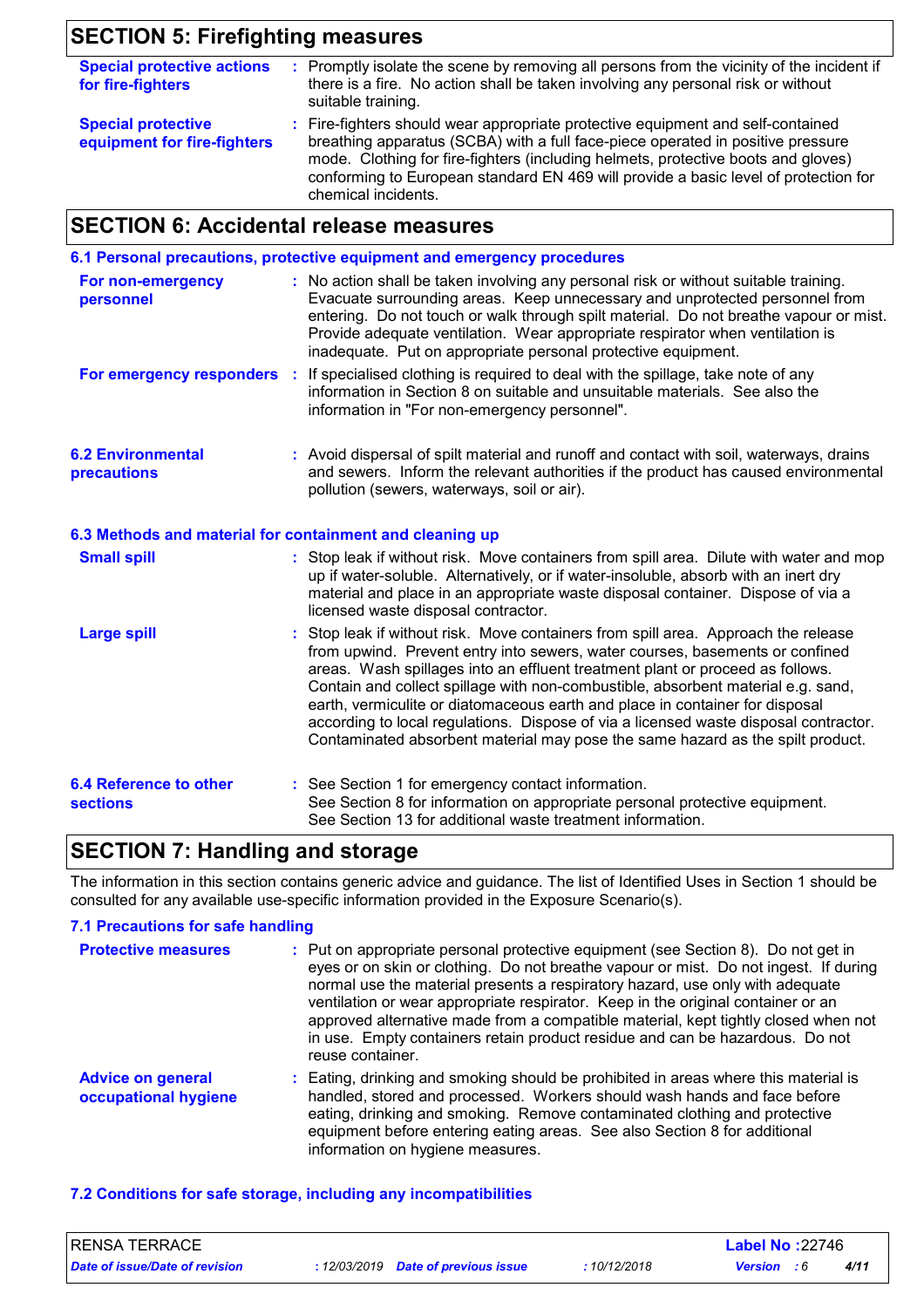## SECTION 5: Firefighting measures

**Special protective actions for fire-fighters** : Promptly isolate the scene by removing all persons from the vicinity of the incident if there is a fire. No action shall be taken involving any personal risk or without suitable training.

**Special protective equipment for fire-fighters** : Fire-fighters should wear appropriate protective equipment and self-contained breathing apparatus (SCBA) with a full face-piece operated in positive pressure mode. Clothing for fire-fighters (including helmets, protective boots and gloves) conforming to European standard EN 469 will provide a basic level of protection for chemical incidents.

## SECTION 6: Accidental release measures

### 6.1 Personal precautions, protective equipment and emergency procedures

**For non-emergency personnel** : No action shall be taken involving any personal risk or without suitable training. Evacuate surrounding areas. Keep unnecessary and unprotected personnel from entering. Do not touch or walk through spilt material. Do not breathe vapour or mist. Provide adequate ventilation. Wear appropriate respirator when ventilation is inadequate. Put on appropriate personal protective equipment.

**For emergency responders** : If specialised clothing is required to deal with the spillage, take note of any information in Section 8 on suitable and unsuitable materials. See also the information in "For non-emergency personnel".

### 6.2 Environmental precautions

: Avoid dispersal of spilt material and runoff and contact with soil, waterways, drains and sewers. Inform the relevant authorities if the product has caused environmental pollution (sewers, waterways, soil or air).

### 6.3 Methods and material for containment and cleaning up

**Small spill** : Stop leak if without risk. Move containers from spill area. Dilute with water and mop up if water-soluble. Alternatively, or if water-insoluble, absorb with an inert dry material and place in an appropriate waste disposal container. Dispose of via a licensed waste disposal contractor.

**Large spill** : Stop leak if without risk. Move containers from spill area. Approach the release from upwind. Prevent entry into sewers, water courses, basements or confined areas. Wash spillages into an effluent treatment plant or proceed as follows. Contain and collect spillage with non-combustible, absorbent material e.g. sand, earth, vermiculite or diatomaceous earth and place in container for disposal according to local regulations. Dispose of via a licensed waste disposal contractor. Contaminated absorbent material may pose the same hazard as the spilt product.

### 6.4 Reference to other sections

: See Section 1 for emergency contact information.
See Section 8 for information on appropriate personal protective equipment.
See Section 13 for additional waste treatment information.

## SECTION 7: Handling and storage

The information in this section contains generic advice and guidance. The list of Identified Uses in Section 1 should be consulted for any available use-specific information provided in the Exposure Scenario(s).

### 7.1 Precautions for safe handling

**Protective measures** : Put on appropriate personal protective equipment (see Section 8). Do not get in eyes or on skin or clothing. Do not breathe vapour or mist. Do not ingest. If during normal use the material presents a respiratory hazard, use only with adequate ventilation or wear appropriate respirator. Keep in the original container or an approved alternative made from a compatible material, kept tightly closed when not in use. Empty containers retain product residue and can be hazardous. Do not reuse container.

**Advice on general occupational hygiene** : Eating, drinking and smoking should be prohibited in areas where this material is handled, stored and processed. Workers should wash hands and face before eating, drinking and smoking. Remove contaminated clothing and protective equipment before entering eating areas. See also Section 8 for additional information on hygiene measures.

### 7.2 Conditions for safe storage, including any incompatibilities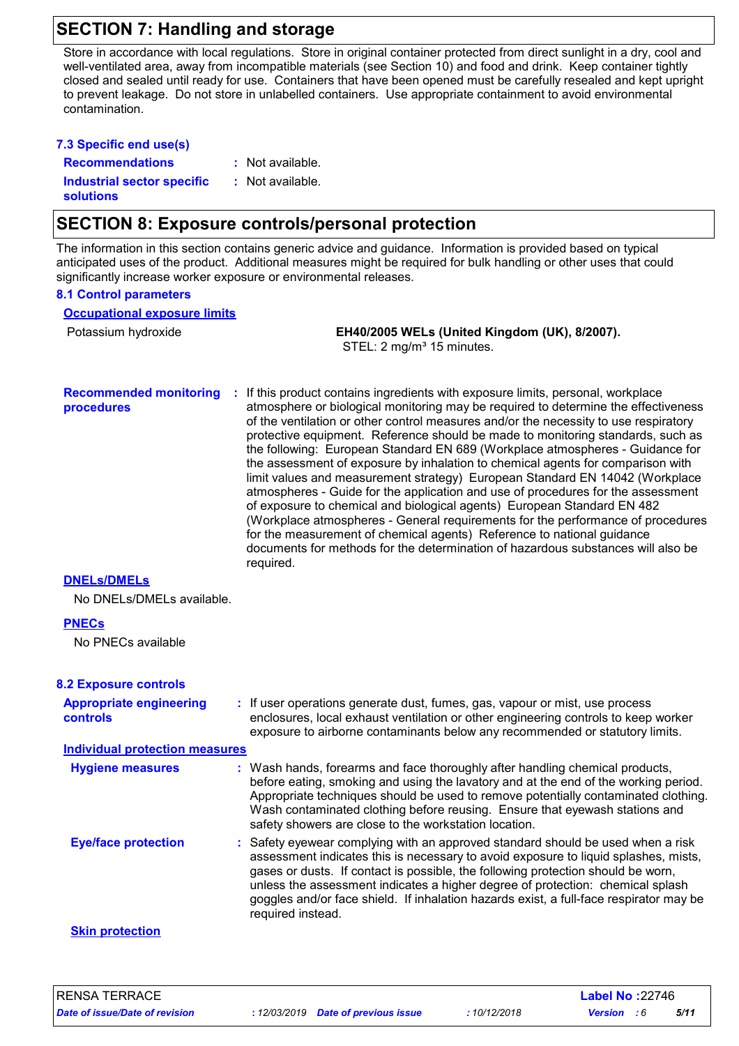## SECTION 7: Handling and storage

Store in accordance with local regulations. Store in original container protected from direct sunlight in a dry, cool and well-ventilated area, away from incompatible materials (see Section 10) and food and drink. Keep container tightly closed and sealed until ready for use. Containers that have been opened must be carefully resealed and kept upright to prevent leakage. Do not store in unlabelled containers. Use appropriate containment to avoid environmental contamination.

### 7.3 Specific end use(s)

**Recommendations** : Not available.

**Industrial sector specific solutions** : Not available.

## SECTION 8: Exposure controls/personal protection

The information in this section contains generic advice and guidance. Information is provided based on typical anticipated uses of the product. Additional measures might be required for bulk handling or other uses that could significantly increase worker exposure or environmental releases.

### 8.1 Control parameters

**Occupational exposure limits**

| Potassium hydroxide | **EH40/2005 WELs (United Kingdom (UK), 8/2007).**<br>STEL: 2 mg/m³ 15 minutes. |
|---|---|

**Recommended monitoring procedures** : If this product contains ingredients with exposure limits, personal, workplace atmosphere or biological monitoring may be required to determine the effectiveness of the ventilation or other control measures and/or the necessity to use respiratory protective equipment. Reference should be made to monitoring standards, such as the following: European Standard EN 689 (Workplace atmospheres - Guidance for the assessment of exposure by inhalation to chemical agents for comparison with limit values and measurement strategy) European Standard EN 14042 (Workplace atmospheres - Guide for the application and use of procedures for the assessment of exposure to chemical and biological agents) European Standard EN 482 (Workplace atmospheres - General requirements for the performance of procedures for the measurement of chemical agents) Reference to national guidance documents for methods for the determination of hazardous substances will also be required.

**DNELs/DMELs**

No DNELs/DMELs available.

**PNECs**

No PNECs available

### 8.2 Exposure controls

**Appropriate engineering controls** : If user operations generate dust, fumes, gas, vapour or mist, use process enclosures, local exhaust ventilation or other engineering controls to keep worker exposure to airborne contaminants below any recommended or statutory limits.

**Individual protection measures**

**Hygiene measures** : Wash hands, forearms and face thoroughly after handling chemical products, before eating, smoking and using the lavatory and at the end of the working period. Appropriate techniques should be used to remove potentially contaminated clothing. Wash contaminated clothing before reusing. Ensure that eyewash stations and safety showers are close to the workstation location.

**Eye/face protection** : Safety eyewear complying with an approved standard should be used when a risk assessment indicates this is necessary to avoid exposure to liquid splashes, mists, gases or dusts. If contact is possible, the following protection should be worn, unless the assessment indicates a higher degree of protection: chemical splash goggles and/or face shield. If inhalation hazards exist, a full-face respirator may be required instead.

**Skin protection**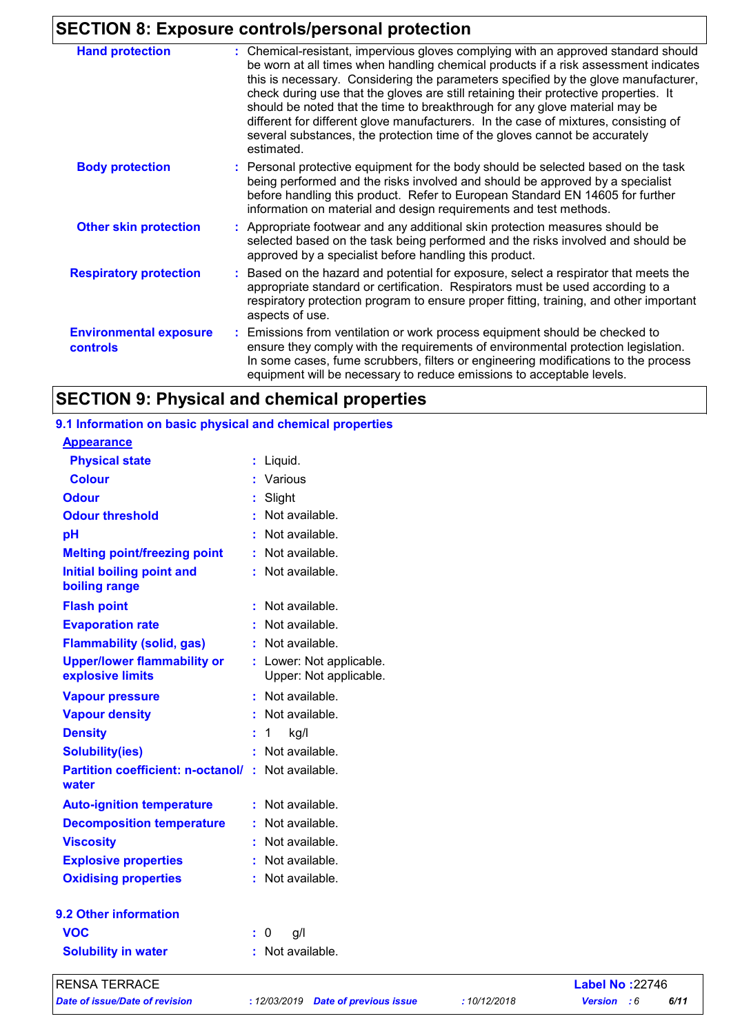## SECTION 8: Exposure controls/personal protection

| | |
|---|---|
| **Hand protection** | : Chemical-resistant, impervious gloves complying with an approved standard should be worn at all times when handling chemical products if a risk assessment indicates this is necessary. Considering the parameters specified by the glove manufacturer, check during use that the gloves are still retaining their protective properties. It should be noted that the time to breakthrough for any glove material may be different for different glove manufacturers. In the case of mixtures, consisting of several substances, the protection time of the gloves cannot be accurately estimated. |
| **Body protection** | : Personal protective equipment for the body should be selected based on the task being performed and the risks involved and should be approved by a specialist before handling this product. Refer to European Standard EN 14605 for further information on material and design requirements and test methods. |
| **Other skin protection** | : Appropriate footwear and any additional skin protection measures should be selected based on the task being performed and the risks involved and should be approved by a specialist before handling this product. |
| **Respiratory protection** | : Based on the hazard and potential for exposure, select a respirator that meets the appropriate standard or certification. Respirators must be used according to a respiratory protection program to ensure proper fitting, training, and other important aspects of use. |
| **Environmental exposure controls** | : Emissions from ventilation or work process equipment should be checked to ensure they comply with the requirements of environmental protection legislation. In some cases, fume scrubbers, filters or engineering modifications to the process equipment will be necessary to reduce emissions to acceptable levels. |

## SECTION 9: Physical and chemical properties

### 9.1 Information on basic physical and chemical properties

**Appearance**

| | |
|---|---|
| **Physical state** | : Liquid. |
| **Colour** | : Various |
| **Odour** | : Slight |
| **Odour threshold** | : Not available. |
| **pH** | : Not available. |
| **Melting point/freezing point** | : Not available. |
| **Initial boiling point and boiling range** | : Not available. |
| **Flash point** | : Not available. |
| **Evaporation rate** | : Not available. |
| **Flammability (solid, gas)** | : Not available. |
| **Upper/lower flammability or explosive limits** | : Lower: Not applicable.<br>Upper: Not applicable. |
| **Vapour pressure** | : Not available. |
| **Vapour density** | : Not available. |
| **Density** | : 1 kg/l |
| **Solubility(ies)** | : Not available. |
| **Partition coefficient: n-octanol/water** | : Not available. |
| **Auto-ignition temperature** | : Not available. |
| **Decomposition temperature** | : Not available. |
| **Viscosity** | : Not available. |
| **Explosive properties** | : Not available. |
| **Oxidising properties** | : Not available. |

### 9.2 Other information

| | |
|---|---|
| **VOC** | : 0 g/l |
| **Solubility in water** | : Not available. |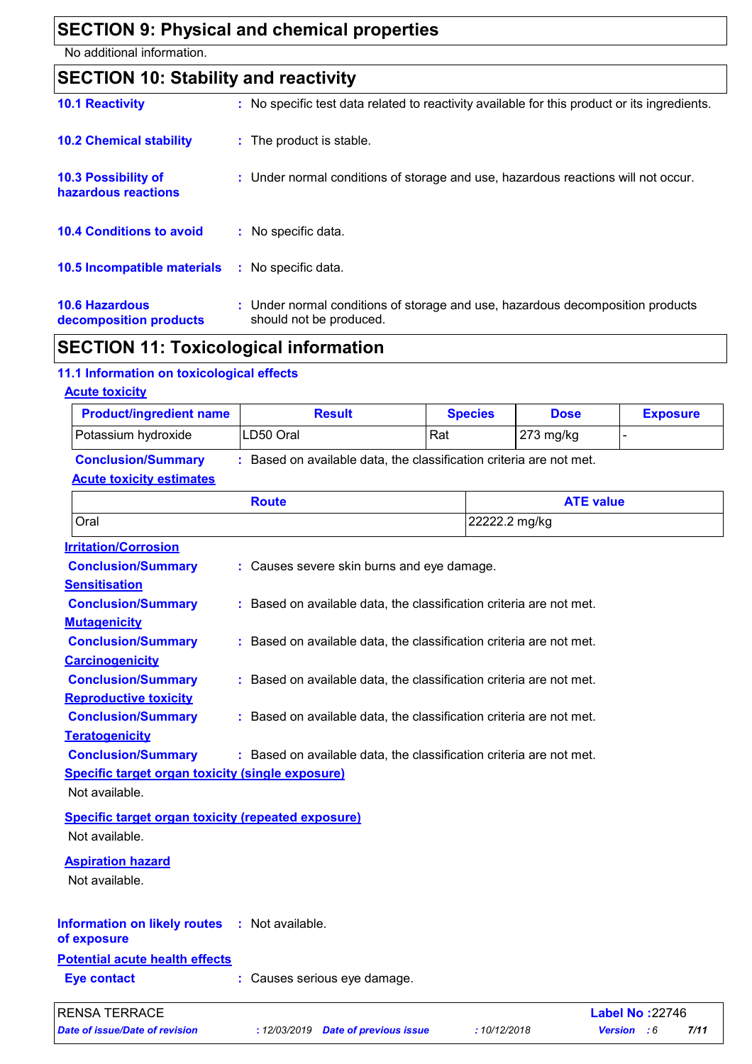## SECTION 9: Physical and chemical properties

No additional information.

## SECTION 10: Stability and reactivity

**10.1 Reactivity** : No specific test data related to reactivity available for this product or its ingredients.

**10.2 Chemical stability** : The product is stable.

**10.3 Possibility of hazardous reactions** : Under normal conditions of storage and use, hazardous reactions will not occur.

**10.4 Conditions to avoid** : No specific data.

**10.5 Incompatible materials** : No specific data.

**10.6 Hazardous decomposition products** : Under normal conditions of storage and use, hazardous decomposition products should not be produced.

## SECTION 11: Toxicological information

### 11.1 Information on toxicological effects

**Acute toxicity**

| Product/ingredient name | Result | Species | Dose | Exposure |
|---|---|---|---|---|
| Potassium hydroxide | LD50 Oral | Rat | 273 mg/kg | - |

**Conclusion/Summary** : Based on available data, the classification criteria are not met.

**Acute toxicity estimates**

| Route | ATE value |
|---|---|
| Oral | 22222.2 mg/kg |

**Irritation/Corrosion**

**Conclusion/Summary** : Causes severe skin burns and eye damage.

**Sensitisation**

**Conclusion/Summary** : Based on available data, the classification criteria are not met.

**Mutagenicity**

**Conclusion/Summary** : Based on available data, the classification criteria are not met.

**Carcinogenicity**

**Conclusion/Summary** : Based on available data, the classification criteria are not met.

**Reproductive toxicity**

**Conclusion/Summary** : Based on available data, the classification criteria are not met.

**Teratogenicity**

**Conclusion/Summary** : Based on available data, the classification criteria are not met.

**Specific target organ toxicity (single exposure)**

Not available.

**Specific target organ toxicity (repeated exposure)**

Not available.

**Aspiration hazard**

Not available.

**Information on likely routes of exposure** : Not available.

**Potential acute health effects**

**Eye contact** : Causes serious eye damage.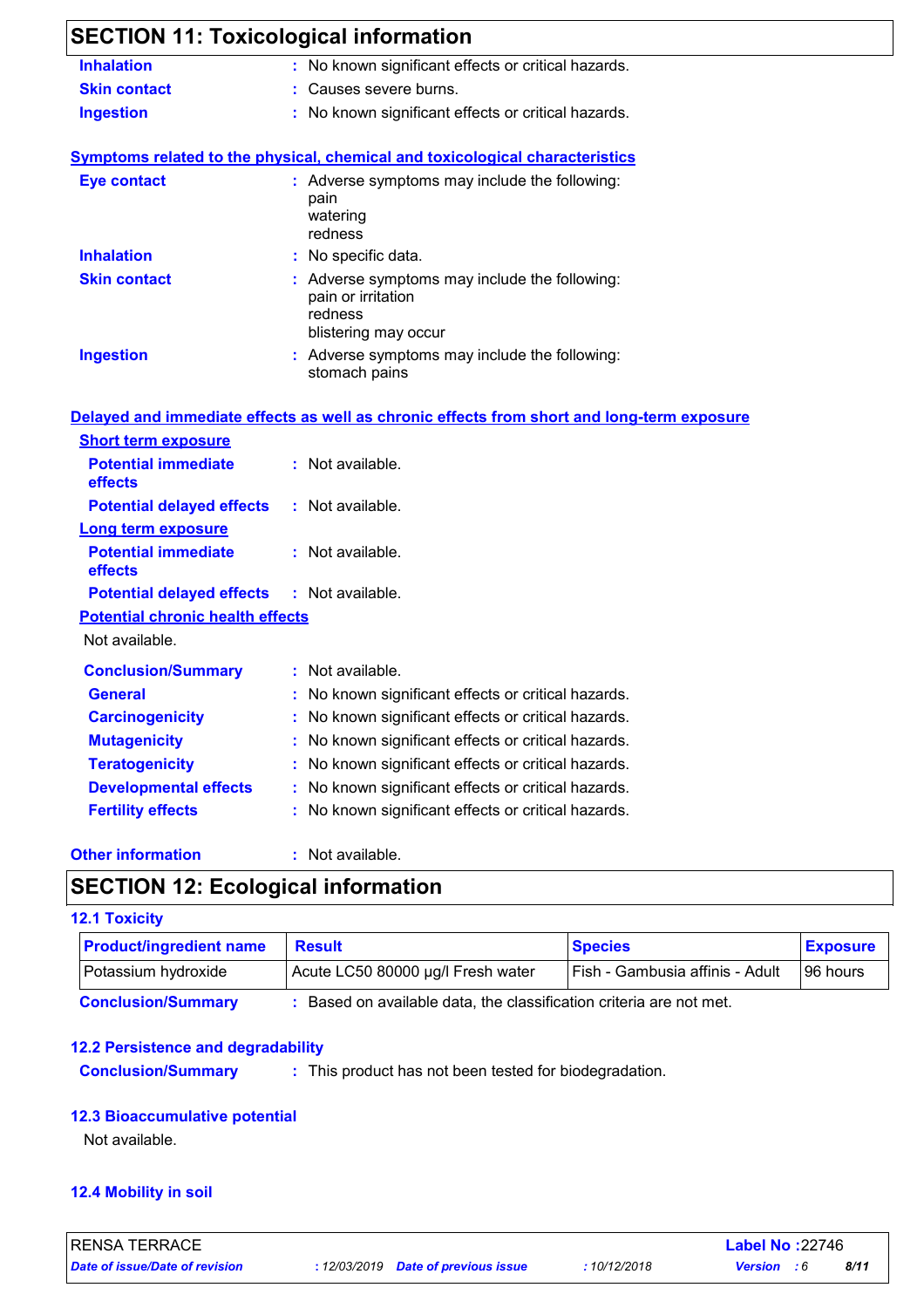## SECTION 11: Toxicological information

**Inhalation** : No known significant effects or critical hazards.

**Skin contact** : Causes severe burns.

**Ingestion** : No known significant effects or critical hazards.

**Symptoms related to the physical, chemical and toxicological characteristics**

**Eye contact** : Adverse symptoms may include the following:
pain
watering
redness

**Inhalation** : No specific data.

**Skin contact** : Adverse symptoms may include the following:
pain or irritation
redness
blistering may occur

**Ingestion** : Adverse symptoms may include the following:
stomach pains

**Delayed and immediate effects as well as chronic effects from short and long-term exposure**

**Short term exposure**

**Potential immediate effects** : Not available.

**Potential delayed effects** : Not available.

**Long term exposure**

**Potential immediate effects** : Not available.

**Potential delayed effects** : Not available.

**Potential chronic health effects**

Not available.

**Conclusion/Summary** : Not available.

**General** : No known significant effects or critical hazards.

**Carcinogenicity** : No known significant effects or critical hazards.

**Mutagenicity** : No known significant effects or critical hazards.

**Teratogenicity** : No known significant effects or critical hazards.

**Developmental effects** : No known significant effects or critical hazards.

**Fertility effects** : No known significant effects or critical hazards.

**Other information** : Not available.

## SECTION 12: Ecological information

### 12.1 Toxicity

| Product/ingredient name | Result | Species | Exposure |
|---|---|---|---|
| Potassium hydroxide | Acute LC50 80000 µg/l Fresh water | Fish - Gambusia affinis - Adult | 96 hours |

**Conclusion/Summary** : Based on available data, the classification criteria are not met.

### 12.2 Persistence and degradability

**Conclusion/Summary** : This product has not been tested for biodegradation.

### 12.3 Bioaccumulative potential

Not available.

### 12.4 Mobility in soil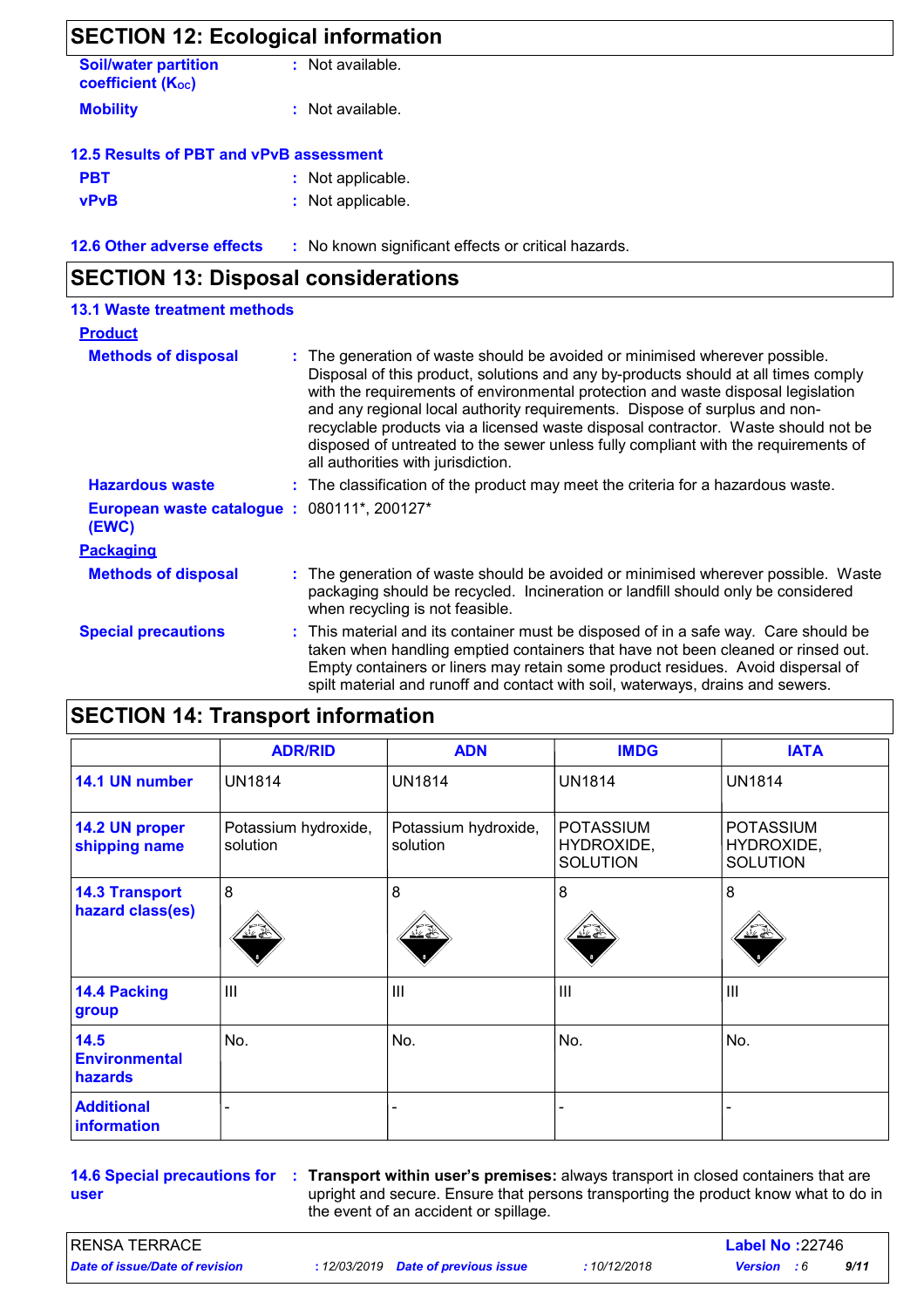## SECTION 12: Ecological information

**Soil/water partition coefficient ($K_{OC}$)** : Not available.

**Mobility** : Not available.

### 12.5 Results of PBT and vPvB assessment

**PBT** : Not applicable.

**vPvB** : Not applicable.

**12.6 Other adverse effects** : No known significant effects or critical hazards.

## SECTION 13: Disposal considerations

### 13.1 Waste treatment methods

**Product**

**Methods of disposal** : The generation of waste should be avoided or minimised wherever possible. Disposal of this product, solutions and any by-products should at all times comply with the requirements of environmental protection and waste disposal legislation and any regional local authority requirements. Dispose of surplus and non-recyclable products via a licensed waste disposal contractor. Waste should not be disposed of untreated to the sewer unless fully compliant with the requirements of all authorities with jurisdiction.

**Hazardous waste** : The classification of the product may meet the criteria for a hazardous waste.

**European waste catalogue (EWC)** : 080111*, 200127*

**Packaging**

**Methods of disposal** : The generation of waste should be avoided or minimised wherever possible. Waste packaging should be recycled. Incineration or landfill should only be considered when recycling is not feasible.

**Special precautions** : This material and its container must be disposed of in a safe way. Care should be taken when handling emptied containers that have not been cleaned or rinsed out. Empty containers or liners may retain some product residues. Avoid dispersal of spilt material and runoff and contact with soil, waterways, drains and sewers.

## SECTION 14: Transport information

| | ADR/RID | ADN | IMDG | IATA |
|---|---|---|---|---|
| **14.1 UN number** | UN1814 | UN1814 | UN1814 | UN1814 |
| **14.2 UN proper shipping name** | Potassium hydroxide, solution | Potassium hydroxide, solution | POTASSIUM HYDROXIDE, SOLUTION | POTASSIUM HYDROXIDE, SOLUTION |
| **14.3 Transport hazard class(es)** | 8 | 8 | 8 | 8 |
| **14.4 Packing group** | III | III | III | III |
| **14.5 Environmental hazards** | No. | No. | No. | No. |
| **Additional information** | - | - | - | - |

**14.6 Special precautions for user** : **Transport within user's premises:** always transport in closed containers that are upright and secure. Ensure that persons transporting the product know what to do in the event of an accident or spillage.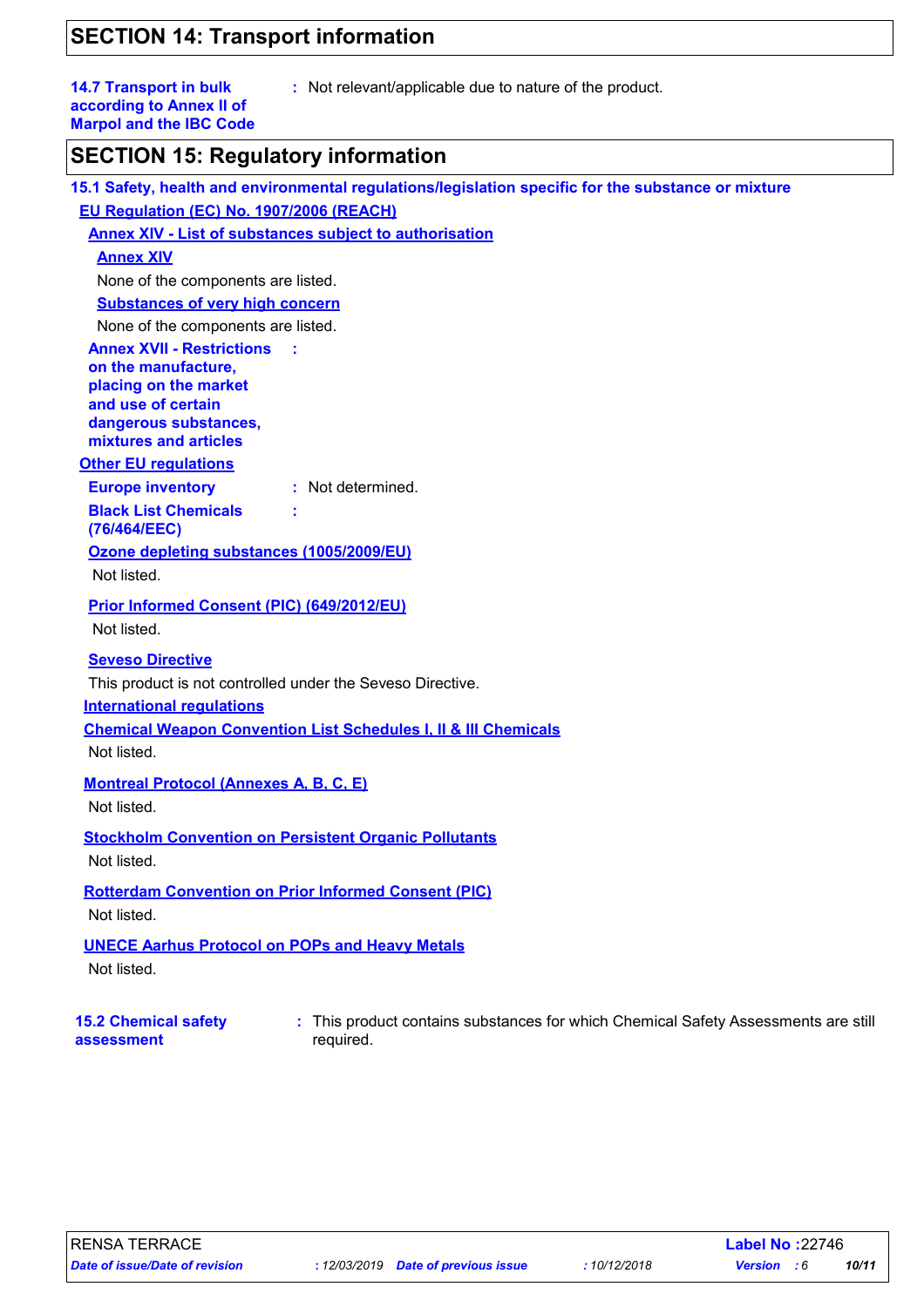## SECTION 14: Transport information

**14.7 Transport in bulk according to Annex II of Marpol and the IBC Code** : Not relevant/applicable due to nature of the product.

## SECTION 15: Regulatory information

### 15.1 Safety, health and environmental regulations/legislation specific for the substance or mixture

**EU Regulation (EC) No. 1907/2006 (REACH)**

**Annex XIV - List of substances subject to authorisation**

**Annex XIV**

None of the components are listed.

**Substances of very high concern**

None of the components are listed.

**Annex XVII - Restrictions on the manufacture, placing on the market and use of certain dangerous substances, mixtures and articles** :

**Other EU regulations**

**Europe inventory** : Not determined.

**Black List Chemicals (76/464/EEC)** :

**Ozone depleting substances (1005/2009/EU)**

Not listed.

**Prior Informed Consent (PIC) (649/2012/EU)**

Not listed.

**Seveso Directive**

This product is not controlled under the Seveso Directive.

**International regulations**

**Chemical Weapon Convention List Schedules I, II & III Chemicals**

Not listed.

**Montreal Protocol (Annexes A, B, C, E)**

Not listed.

**Stockholm Convention on Persistent Organic Pollutants**

Not listed.

**Rotterdam Convention on Prior Informed Consent (PIC)**

Not listed.

**UNECE Aarhus Protocol on POPs and Heavy Metals**

Not listed.

**15.2 Chemical safety assessment** : This product contains substances for which Chemical Safety Assessments are still required.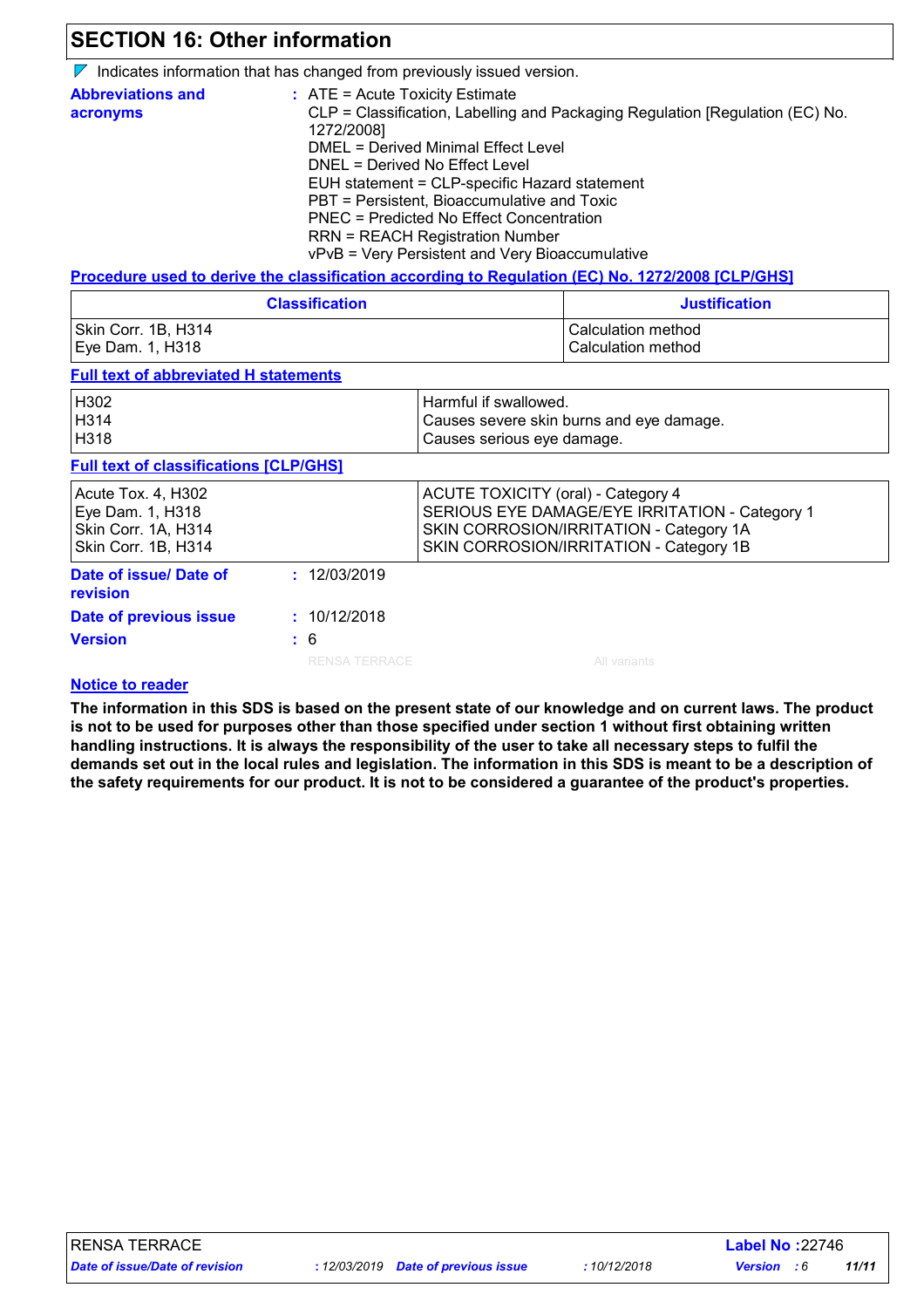# SECTION 16: Other information

Indicates information that has changed from previously issued version.

**Abbreviations and acronyms** : ATE = Acute Toxicity Estimate
CLP = Classification, Labelling and Packaging Regulation [Regulation (EC) No. 1272/2008]
DMEL = Derived Minimal Effect Level
DNEL = Derived No Effect Level
EUH statement = CLP-specific Hazard statement
PBT = Persistent, Bioaccumulative and Toxic
PNEC = Predicted No Effect Concentration
RRN = REACH Registration Number
vPvB = Very Persistent and Very Bioaccumulative

**Procedure used to derive the classification according to Regulation (EC) No. 1272/2008 [CLP/GHS]**

| Classification | Justification |
|---|---|
| Skin Corr. 1B, H314 | Calculation method |
| Eye Dam. 1, H318 | Calculation method |

**Full text of abbreviated H statements**

| | |
|---|---|
| H302 | Harmful if swallowed. |
| H314 | Causes severe skin burns and eye damage. |
| H318 | Causes serious eye damage. |

**Full text of classifications [CLP/GHS]**

| | |
|---|---|
| Acute Tox. 4, H302 | ACUTE TOXICITY (oral) - Category 4 |
| Eye Dam. 1, H318 | SERIOUS EYE DAMAGE/EYE IRRITATION - Category 1 |
| Skin Corr. 1A, H314 | SKIN CORROSION/IRRITATION - Category 1A |
| Skin Corr. 1B, H314 | SKIN CORROSION/IRRITATION - Category 1B |

**Date of issue/ Date of revision** : 12/03/2019

**Date of previous issue** : 10/12/2018

**Version** : 6

RENSA TERRACE All variants

**Notice to reader**

**The information in this SDS is based on the present state of our knowledge and on current laws. The product is not to be used for purposes other than those specified under section 1 without first obtaining written handling instructions. It is always the responsibility of the user to take all necessary steps to fulfil the demands set out in the local rules and legislation. The information in this SDS is meant to be a description of the safety requirements for our product. It is not to be considered a guarantee of the product's properties.**